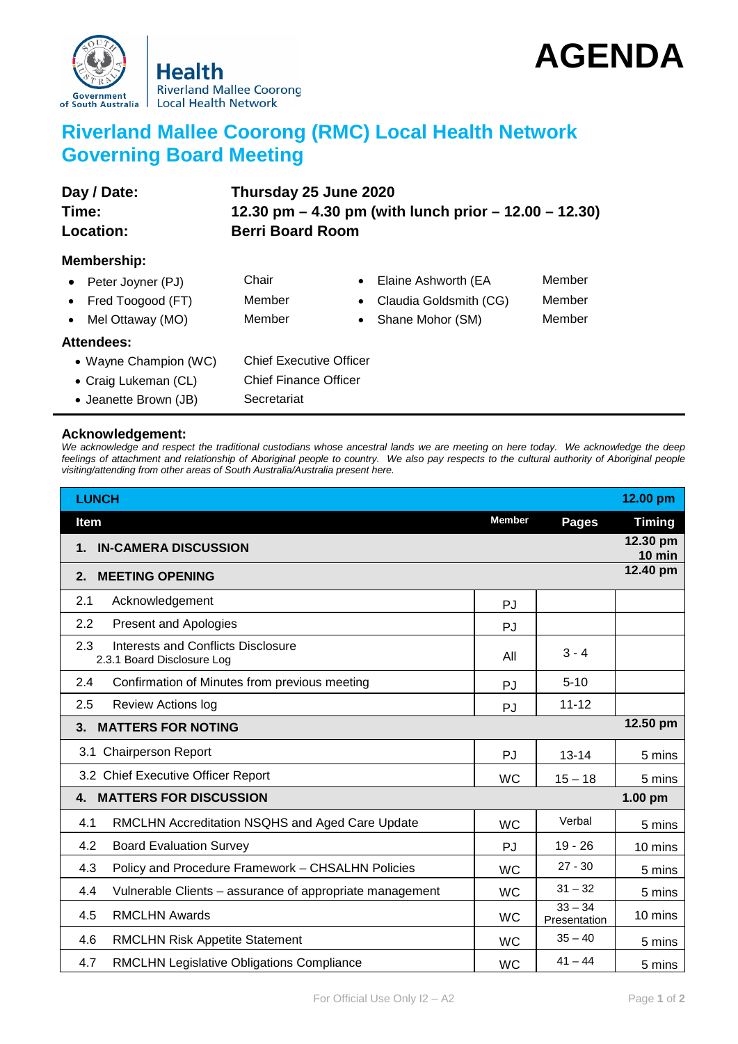Health
Riverland Mallee Coorong
Local Health Network

# AGENDA

## Riverland Mallee Coorong (RMC) Local Health Network Governing Board Meeting

**Day / Date:** **Thursday 25 June 2020**
**Time:** **12.30 pm – 4.30 pm (with lunch prior – 12.00 – 12.30)**
**Location:** **Berri Board Room**

### Membership:

- Peter Joyner (PJ) Chair
- Fred Toogood (FT) Member
- Mel Ottaway (MO) Member
- Elaine Ashworth (EA Member
- Claudia Goldsmith (CG) Member
- Shane Mohor (SM) Member

### Attendees:

- Wayne Champion (WC) Chief Executive Officer
- Craig Lukeman (CL) Chief Finance Officer
- Jeanette Brown (JB) Secretariat

### Acknowledgement:

*We acknowledge and respect the traditional custodians whose ancestral lands we are meeting on here today. We acknowledge the deep feelings of attachment and relationship of Aboriginal people to country. We also pay respects to the cultural authority of Aboriginal people visiting/attending from other areas of South Australia/Australia present here.*

| Item | Member | Pages | Timing |
|---|---|---|---|
| **LUNCH** | | | **12.00 pm** |
| **1. IN-CAMERA DISCUSSION** | | | **12.30 pm 10 min** |
| **2. MEETING OPENING** | | | **12.40 pm** |
| 2.1 Acknowledgement | PJ | | |
| 2.2 Present and Apologies | PJ | | |
| 2.3 Interests and Conflicts Disclosure<br>2.3.1 Board Disclosure Log | All | 3 - 4 | |
| 2.4 Confirmation of Minutes from previous meeting | PJ | 5-10 | |
| 2.5 Review Actions log | PJ | 11-12 | |
| **3. MATTERS FOR NOTING** | | | **12.50 pm** |
| 3.1 Chairperson Report | PJ | 13-14 | 5 mins |
| 3.2 Chief Executive Officer Report | WC | 15 – 18 | 5 mins |
| **4. MATTERS FOR DISCUSSION** | | | **1.00 pm** |
| 4.1 RMCLHN Accreditation NSQHS and Aged Care Update | WC | Verbal | 5 mins |
| 4.2 Board Evaluation Survey | PJ | 19 - 26 | 10 mins |
| 4.3 Policy and Procedure Framework – CHSALHN Policies | WC | 27 - 30 | 5 mins |
| 4.4 Vulnerable Clients – assurance of appropriate management | WC | 31 – 32 | 5 mins |
| 4.5 RMCLHN Awards | WC | 33 – 34 Presentation | 10 mins |
| 4.6 RMCLHN Risk Appetite Statement | WC | 35 – 40 | 5 mins |
| 4.7 RMCLHN Legislative Obligations Compliance | WC | 41 – 44 | 5 mins |

For Official Use Only I2 – A2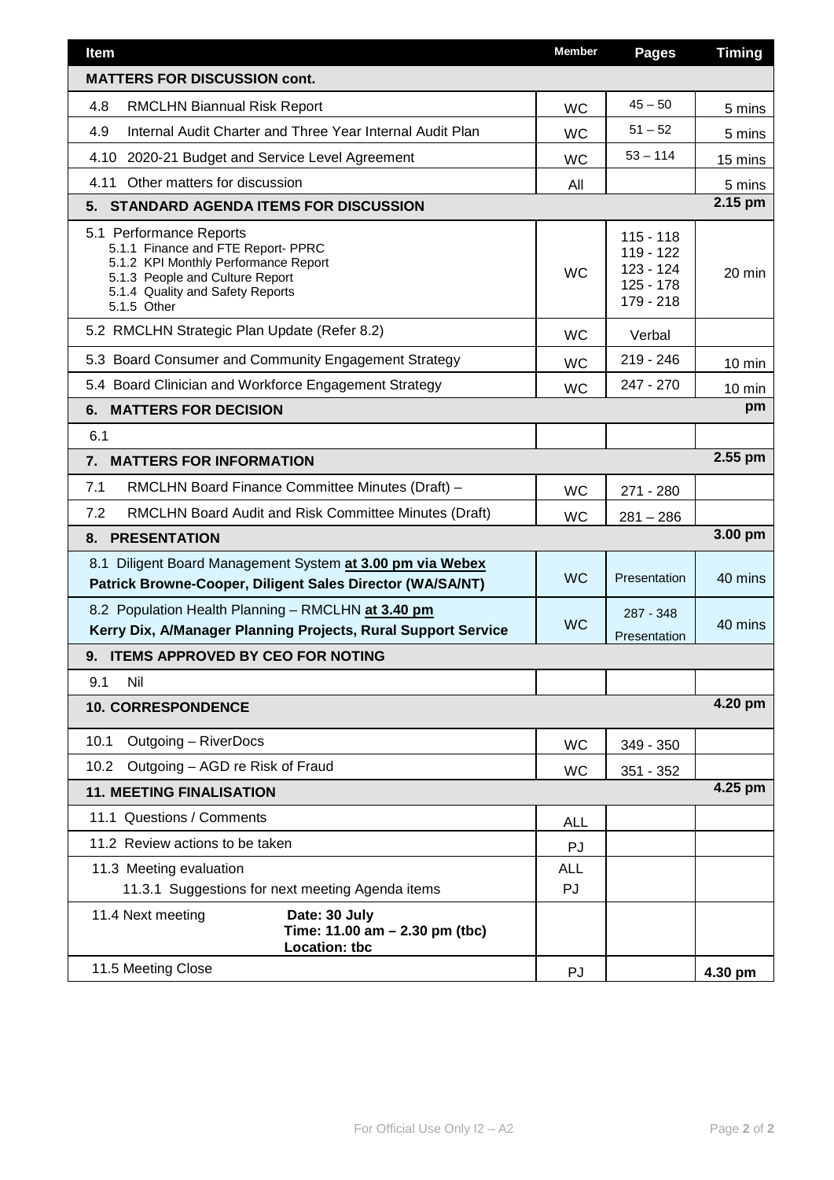| Item | Member | Pages | Timing |
|---|---|---|---|
| **MATTERS FOR DISCUSSION cont.** | | | |
| 4.8 RMCLHN Biannual Risk Report | WC | 45 – 50 | 5 mins |
| 4.9 Internal Audit Charter and Three Year Internal Audit Plan | WC | 51 – 52 | 5 mins |
| 4.10 2020-21 Budget and Service Level Agreement | WC | 53 – 114 | 15 mins |
| 4.11 Other matters for discussion | All | | 5 mins |
| **5. STANDARD AGENDA ITEMS FOR DISCUSSION** | | | **2.15 pm** |
| 5.1 Performance Reports<br>5.1.1 Finance and FTE Report- PPRC<br>5.1.2 KPI Monthly Performance Report<br>5.1.3 People and Culture Report<br>5.1.4 Quality and Safety Reports<br>5.1.5 Other | WC | 115 - 118<br>119 - 122<br>123 - 124<br>125 - 178<br>179 - 218 | 20 min |
| 5.2 RMCLHN Strategic Plan Update (Refer 8.2) | WC | Verbal | |
| 5.3 Board Consumer and Community Engagement Strategy | WC | 219 - 246 | 10 min |
| 5.4 Board Clinician and Workforce Engagement Strategy | WC | 247 - 270 | 10 min |
| **6. MATTERS FOR DECISION** | | | **pm** |
| 6.1 | | | |
| **7. MATTERS FOR INFORMATION** | | | **2.55 pm** |
| 7.1 RMCLHN Board Finance Committee Minutes (Draft) – | WC | 271 - 280 | |
| 7.2 RMCLHN Board Audit and Risk Committee Minutes (Draft) | WC | 281 – 286 | |
| **8. PRESENTATION** | | | **3.00 pm** |
| 8.1 Diligent Board Management System **at 3.00 pm via Webex**<br>**Patrick Browne-Cooper, Diligent Sales Director (WA/SA/NT)** | WC | Presentation | 40 mins |
| 8.2 Population Health Planning – RMCLHN **at 3.40 pm**<br>**Kerry Dix, A/Manager Planning Projects, Rural Support Service** | WC | 287 - 348<br>Presentation | 40 mins |
| **9. ITEMS APPROVED BY CEO FOR NOTING** | | | |
| 9.1 Nil | | | |
| **10. CORRESPONDENCE** | | | **4.20 pm** |
| 10.1 Outgoing – RiverDocs | WC | 349 - 350 | |
| 10.2 Outgoing – AGD re Risk of Fraud | WC | 351 - 352 | |
| **11. MEETING FINALISATION** | | | **4.25 pm** |
| 11.1 Questions / Comments | ALL | | |
| 11.2 Review actions to be taken | PJ | | |
| 11.3 Meeting evaluation<br>11.3.1 Suggestions for next meeting Agenda items | ALL<br>PJ | | |
| 11.4 Next meeting **Date: 30 July**<br>**Time: 11.00 am – 2.30 pm (tbc)**<br>**Location: tbc** | | | |
| 11.5 Meeting Close | PJ | | **4.30 pm** |

For Official Use Only I2 – A2